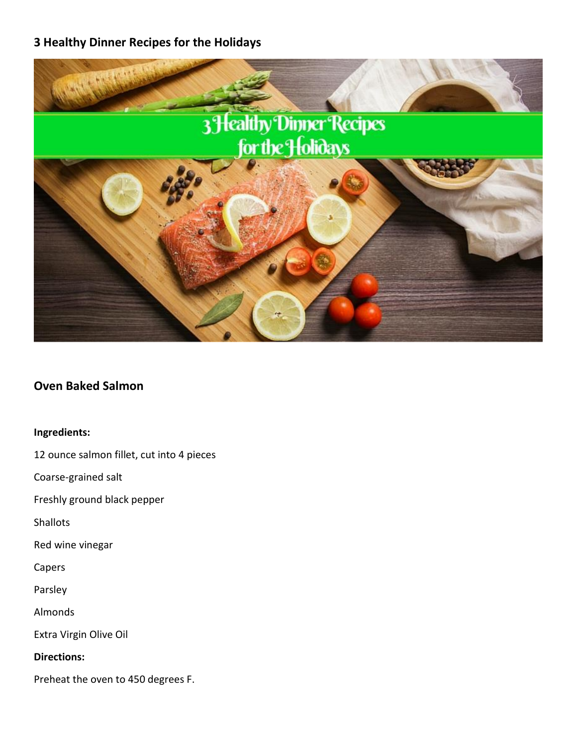# 3 Healthy Dinner Recipes for the Holidays

## Oven Baked Salmon

**Ingredients:**

12 ounce salmon fillet, cut into 4 pieces

Coarse-grained salt

Freshly ground black pepper

Shallots

Red wine vinegar

Capers

Parsley

Almonds

Extra Virgin Olive Oil

**Directions:**

Preheat the oven to 450 degrees F.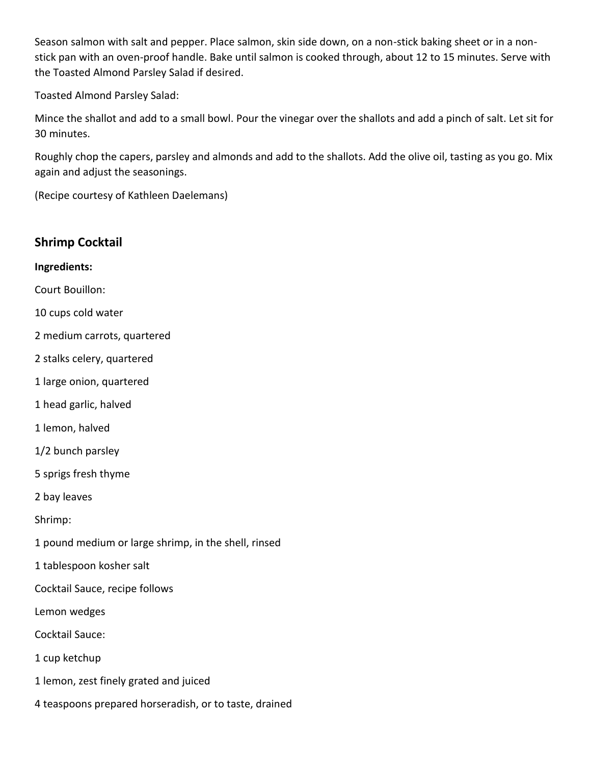Season salmon with salt and pepper. Place salmon, skin side down, on a non-stick baking sheet or in a non-stick pan with an oven-proof handle. Bake until salmon is cooked through, about 12 to 15 minutes. Serve with the Toasted Almond Parsley Salad if desired.

Toasted Almond Parsley Salad:

Mince the shallot and add to a small bowl. Pour the vinegar over the shallots and add a pinch of salt. Let sit for 30 minutes.

Roughly chop the capers, parsley and almonds and add to the shallots. Add the olive oil, tasting as you go. Mix again and adjust the seasonings.

(Recipe courtesy of Kathleen Daelemans)

## Shrimp Cocktail

**Ingredients:**

Court Bouillon:

10 cups cold water

2 medium carrots, quartered

2 stalks celery, quartered

1 large onion, quartered

1 head garlic, halved

1 lemon, halved

1/2 bunch parsley

5 sprigs fresh thyme

2 bay leaves

Shrimp:

1 pound medium or large shrimp, in the shell, rinsed

1 tablespoon kosher salt

Cocktail Sauce, recipe follows

Lemon wedges

Cocktail Sauce:

1 cup ketchup

1 lemon, zest finely grated and juiced

4 teaspoons prepared horseradish, or to taste, drained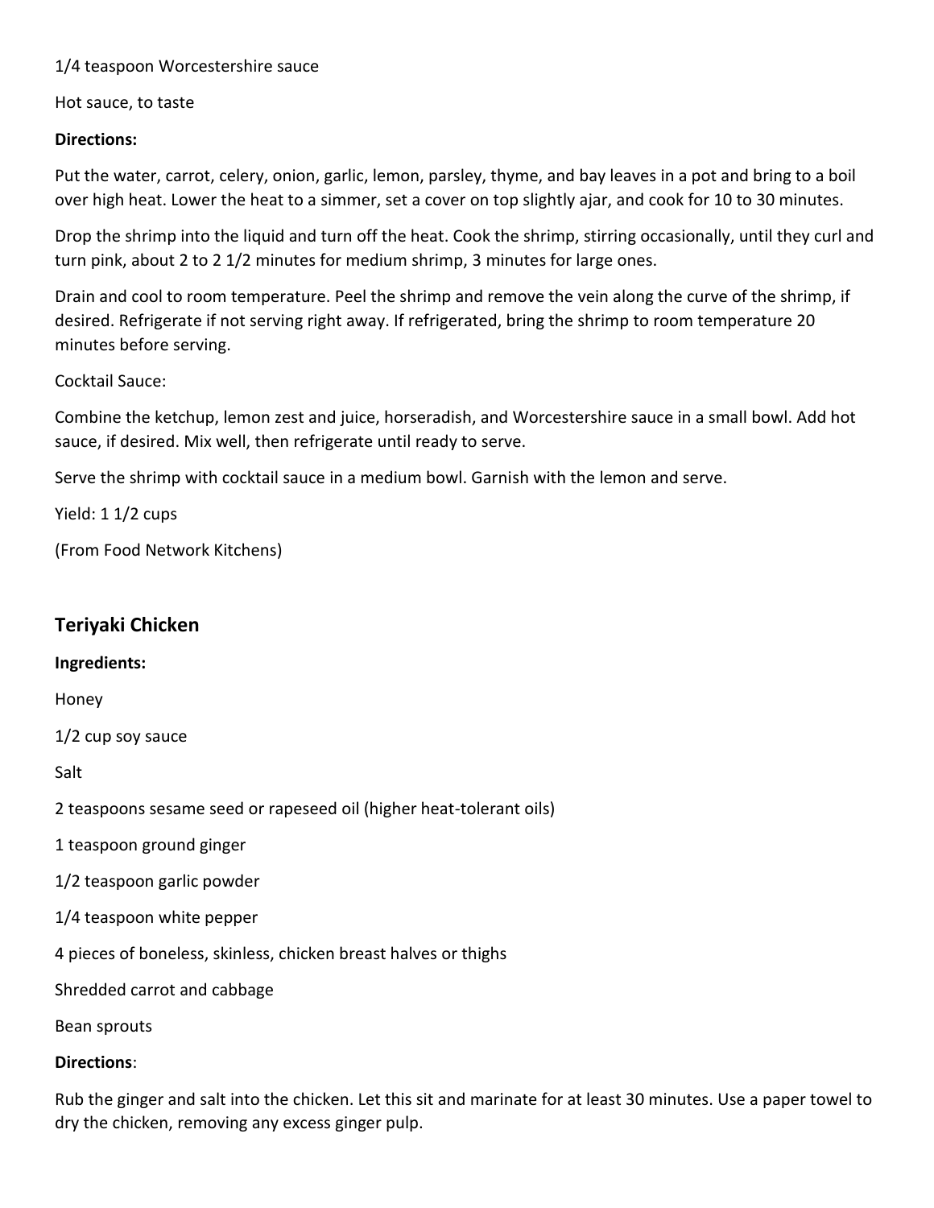1/4 teaspoon Worcestershire sauce

Hot sauce, to taste

**Directions:**

Put the water, carrot, celery, onion, garlic, lemon, parsley, thyme, and bay leaves in a pot and bring to a boil over high heat. Lower the heat to a simmer, set a cover on top slightly ajar, and cook for 10 to 30 minutes.

Drop the shrimp into the liquid and turn off the heat. Cook the shrimp, stirring occasionally, until they curl and turn pink, about 2 to 2 1/2 minutes for medium shrimp, 3 minutes for large ones.

Drain and cool to room temperature. Peel the shrimp and remove the vein along the curve of the shrimp, if desired. Refrigerate if not serving right away. If refrigerated, bring the shrimp to room temperature 20 minutes before serving.

Cocktail Sauce:

Combine the ketchup, lemon zest and juice, horseradish, and Worcestershire sauce in a small bowl. Add hot sauce, if desired. Mix well, then refrigerate until ready to serve.

Serve the shrimp with cocktail sauce in a medium bowl. Garnish with the lemon and serve.

Yield: 1 1/2 cups

(From Food Network Kitchens)

## Teriyaki Chicken

**Ingredients:**

Honey

1/2 cup soy sauce

Salt

2 teaspoons sesame seed or rapeseed oil (higher heat-tolerant oils)

1 teaspoon ground ginger

1/2 teaspoon garlic powder

1/4 teaspoon white pepper

4 pieces of boneless, skinless, chicken breast halves or thighs

Shredded carrot and cabbage

Bean sprouts

**Directions**:

Rub the ginger and salt into the chicken. Let this sit and marinate for at least 30 minutes. Use a paper towel to dry the chicken, removing any excess ginger pulp.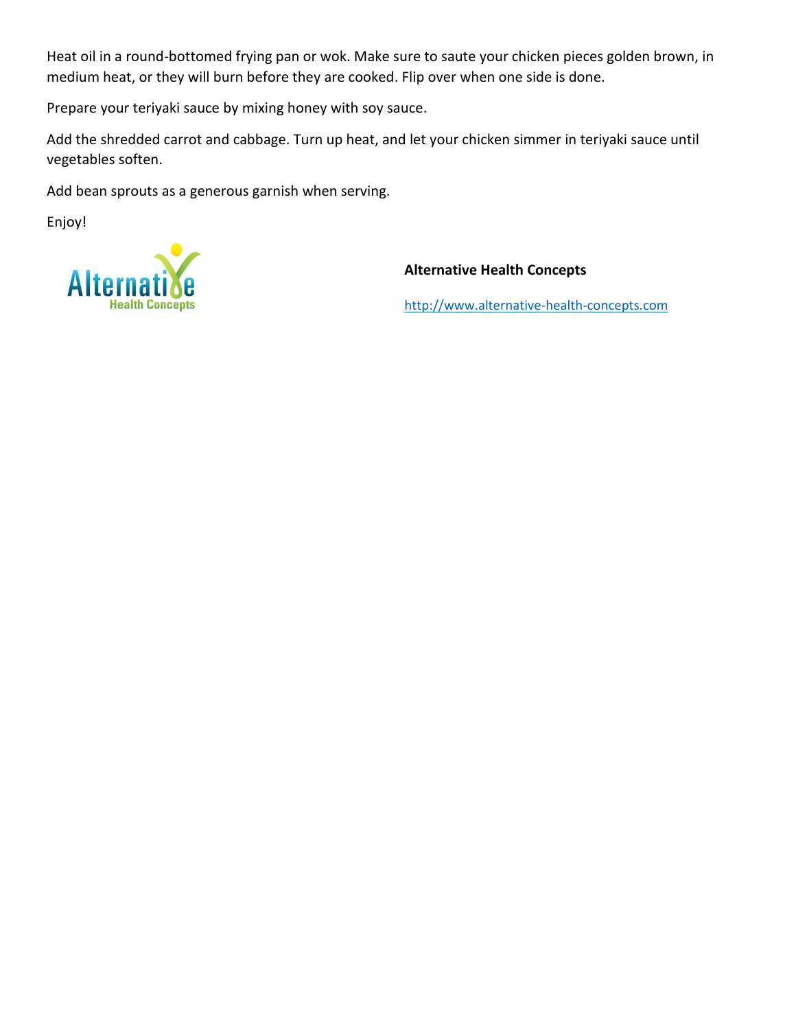Heat oil in a round-bottomed frying pan or wok. Make sure to saute your chicken pieces golden brown, in medium heat, or they will burn before they are cooked. Flip over when one side is done.

Prepare your teriyaki sauce by mixing honey with soy sauce.

Add the shredded carrot and cabbage. Turn up heat, and let your chicken simmer in teriyaki sauce until vegetables soften.

Add bean sprouts as a generous garnish when serving.

Enjoy!

Alternative Health Concepts

**Alternative Health Concepts**

http://www.alternative-health-concepts.com